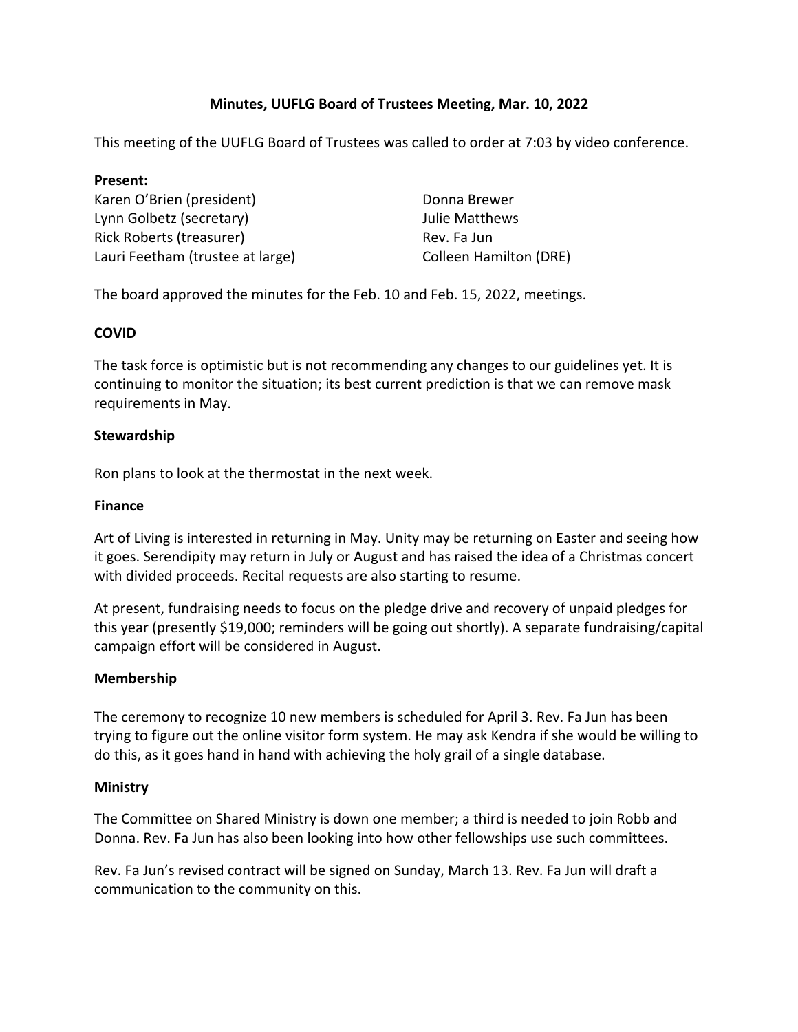# Minutes, UUFLG Board of Trustees Meeting, Mar. 10, 2022

This meeting of the UUFLG Board of Trustees was called to order at 7:03 by video conference.

**Present:**

Karen O'Brien (president)
Lynn Golbetz (secretary)
Rick Roberts (treasurer)
Lauri Feetham (trustee at large)
Donna Brewer
Julie Matthews
Rev. Fa Jun
Colleen Hamilton (DRE)

The board approved the minutes for the Feb. 10 and Feb. 15, 2022, meetings.

## COVID

The task force is optimistic but is not recommending any changes to our guidelines yet. It is continuing to monitor the situation; its best current prediction is that we can remove mask requirements in May.

## Stewardship

Ron plans to look at the thermostat in the next week.

## Finance

Art of Living is interested in returning in May. Unity may be returning on Easter and seeing how it goes. Serendipity may return in July or August and has raised the idea of a Christmas concert with divided proceeds. Recital requests are also starting to resume.

At present, fundraising needs to focus on the pledge drive and recovery of unpaid pledges for this year (presently $19,000; reminders will be going out shortly). A separate fundraising/capital campaign effort will be considered in August.

## Membership

The ceremony to recognize 10 new members is scheduled for April 3. Rev. Fa Jun has been trying to figure out the online visitor form system. He may ask Kendra if she would be willing to do this, as it goes hand in hand with achieving the holy grail of a single database.

## Ministry

The Committee on Shared Ministry is down one member; a third is needed to join Robb and Donna. Rev. Fa Jun has also been looking into how other fellowships use such committees.

Rev. Fa Jun's revised contract will be signed on Sunday, March 13. Rev. Fa Jun will draft a communication to the community on this.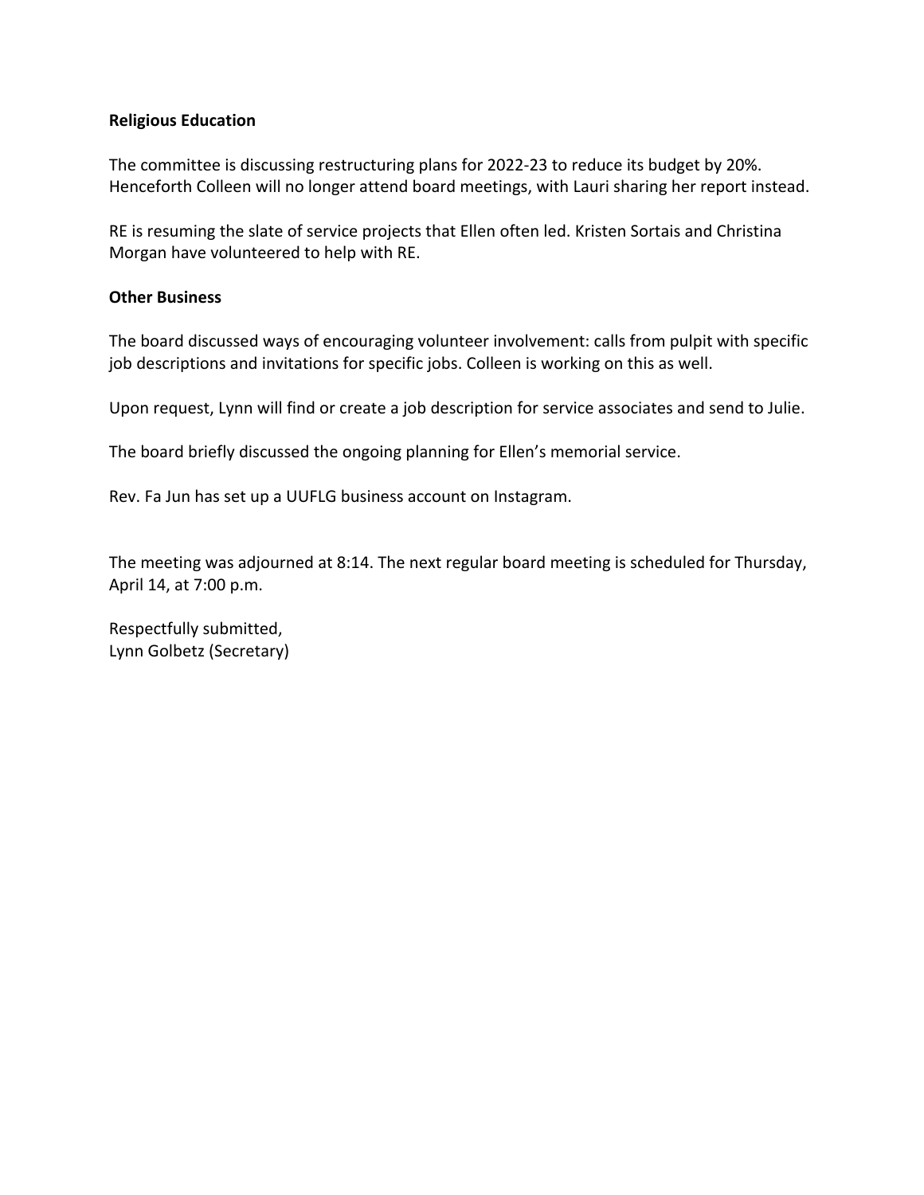**Religious Education**

The committee is discussing restructuring plans for 2022-23 to reduce its budget by 20%. Henceforth Colleen will no longer attend board meetings, with Lauri sharing her report instead.

RE is resuming the slate of service projects that Ellen often led. Kristen Sortais and Christina Morgan have volunteered to help with RE.

**Other Business**

The board discussed ways of encouraging volunteer involvement: calls from pulpit with specific job descriptions and invitations for specific jobs. Colleen is working on this as well.

Upon request, Lynn will find or create a job description for service associates and send to Julie.

The board briefly discussed the ongoing planning for Ellen's memorial service.

Rev. Fa Jun has set up a UUFLG business account on Instagram.

The meeting was adjourned at 8:14. The next regular board meeting is scheduled for Thursday, April 14, at 7:00 p.m.

Respectfully submitted,
Lynn Golbetz (Secretary)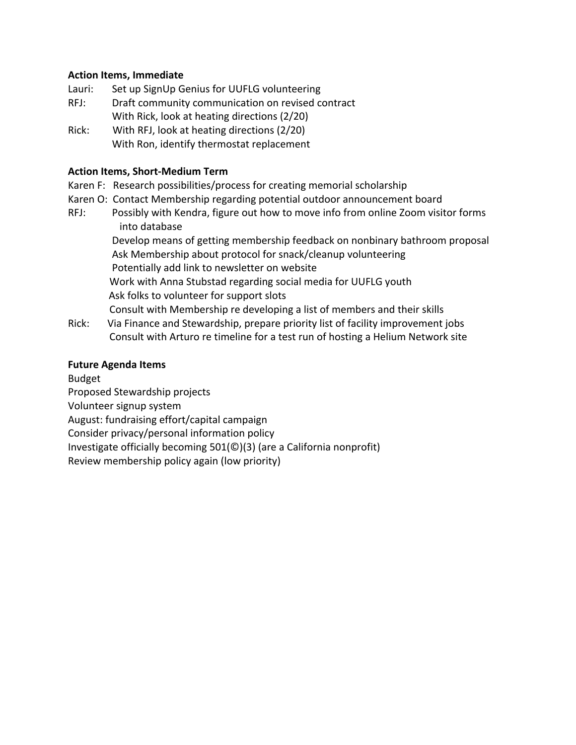**Action Items, Immediate**

Lauri: Set up SignUp Genius for UUFLG volunteering

RFJ: Draft community communication on revised contract
With Rick, look at heating directions (2/20)

Rick: With RFJ, look at heating directions (2/20)
With Ron, identify thermostat replacement

**Action Items, Short-Medium Term**

Karen F: Research possibilities/process for creating memorial scholarship

Karen O: Contact Membership regarding potential outdoor announcement board

RFJ: Possibly with Kendra, figure out how to move info from online Zoom visitor forms into database
Develop means of getting membership feedback on nonbinary bathroom proposal
Ask Membership about protocol for snack/cleanup volunteering
Potentially add link to newsletter on website
Work with Anna Stubstad regarding social media for UUFLG youth
Ask folks to volunteer for support slots
Consult with Membership re developing a list of members and their skills

Rick: Via Finance and Stewardship, prepare priority list of facility improvement jobs
Consult with Arturo re timeline for a test run of hosting a Helium Network site

**Future Agenda Items**

Budget
Proposed Stewardship projects
Volunteer signup system
August: fundraising effort/capital campaign
Consider privacy/personal information policy
Investigate officially becoming 501(©)(3) (are a California nonprofit)
Review membership policy again (low priority)